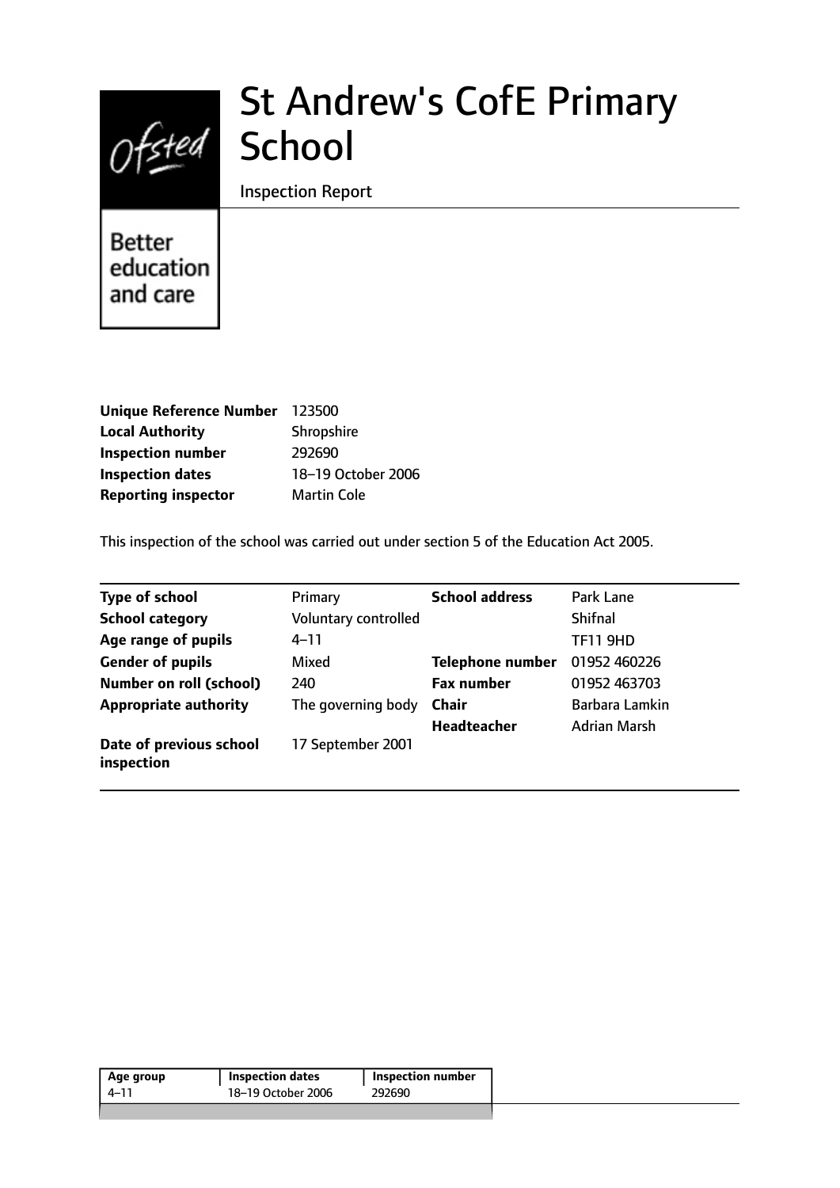# St Andrew's CofE Primary School

Inspection Report

Better education and care

| | |
|---|---|
| **Unique Reference Number** | 123500 |
| **Local Authority** | Shropshire |
| **Inspection number** | 292690 |
| **Inspection dates** | 18–19 October 2006 |
| **Reporting inspector** | Martin Cole |

This inspection of the school was carried out under section 5 of the Education Act 2005.

| | | | |
|---|---|---|---|
| **Type of school** | Primary | **School address** | Park Lane |
| **School category** | Voluntary controlled | | Shifnal |
| **Age range of pupils** | 4–11 | | TF11 9HD |
| **Gender of pupils** | Mixed | **Telephone number** | 01952 460226 |
| **Number on roll (school)** | 240 | **Fax number** | 01952 463703 |
| **Appropriate authority** | The governing body | **Chair** | Barbara Lamkin |
| | | **Headteacher** | Adrian Marsh |
| **Date of previous school inspection** | 17 September 2001 | | |

| Age group | Inspection dates | Inspection number |
|---|---|---|
| 4–11 | 18–19 October 2006 | 292690 |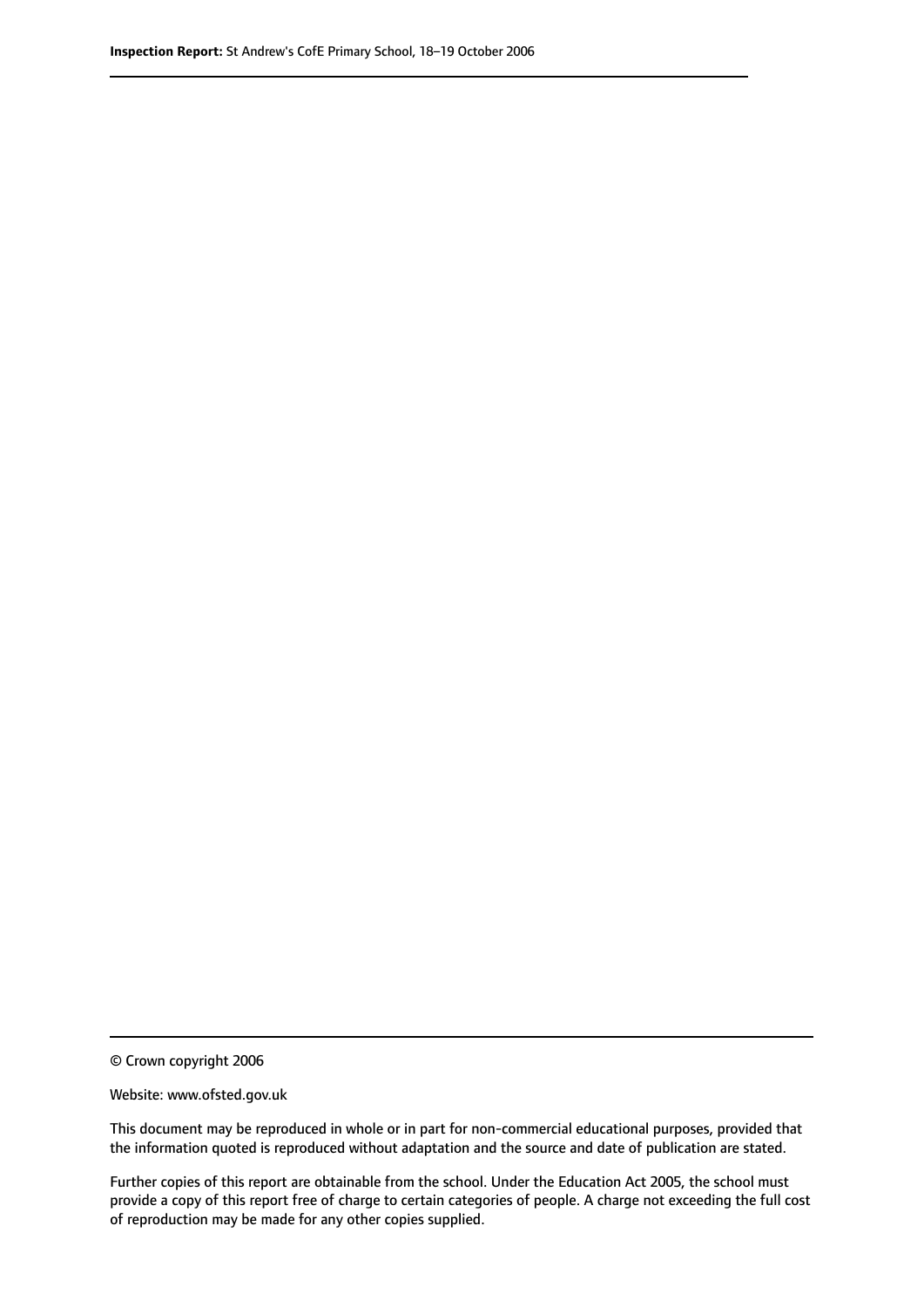© Crown copyright 2006

Website: www.ofsted.gov.uk

This document may be reproduced in whole or in part for non-commercial educational purposes, provided that the information quoted is reproduced without adaptation and the source and date of publication are stated.

Further copies of this report are obtainable from the school. Under the Education Act 2005, the school must provide a copy of this report free of charge to certain categories of people. A charge not exceeding the full cost of reproduction may be made for any other copies supplied.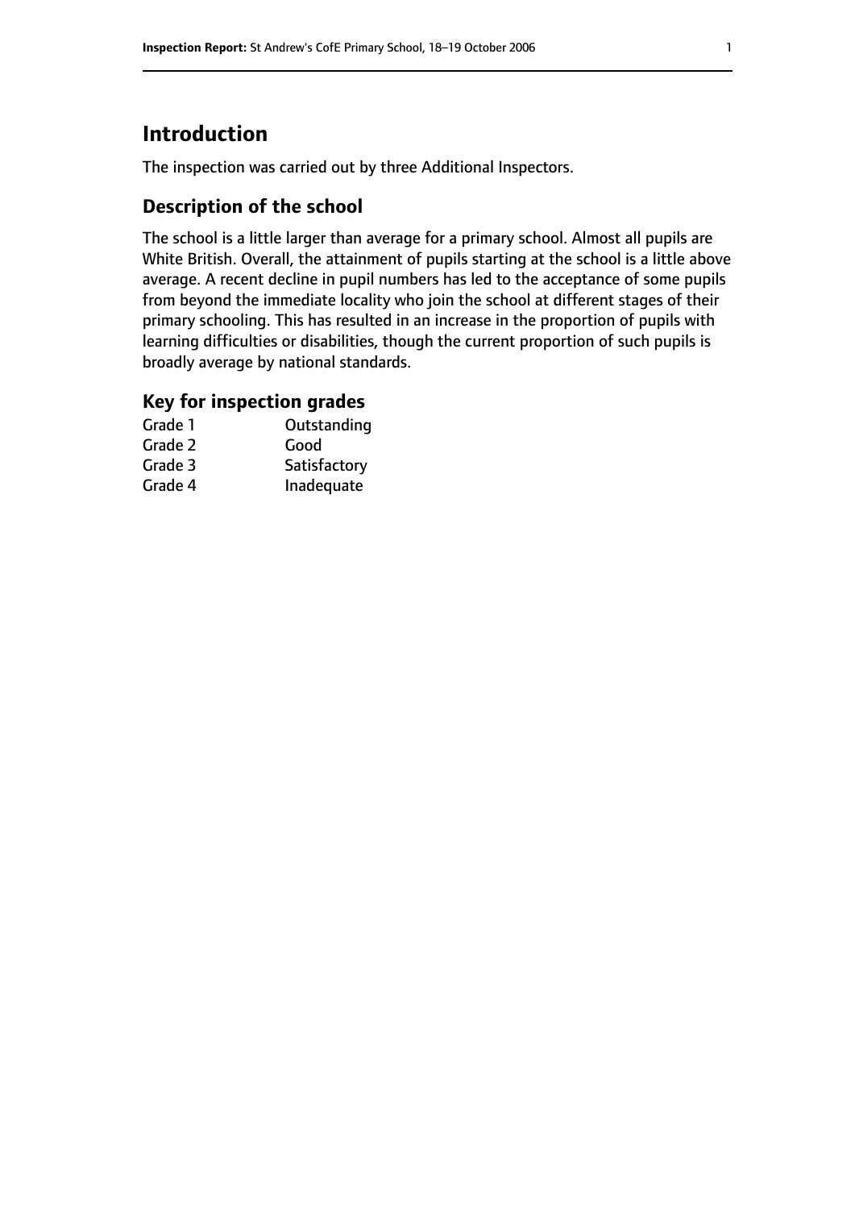# Introduction

The inspection was carried out by three Additional Inspectors.

## Description of the school

The school is a little larger than average for a primary school. Almost all pupils are White British. Overall, the attainment of pupils starting at the school is a little above average. A recent decline in pupil numbers has led to the acceptance of some pupils from beyond the immediate locality who join the school at different stages of their primary schooling. This has resulted in an increase in the proportion of pupils with learning difficulties or disabilities, though the current proportion of such pupils is broadly average by national standards.

### Key for inspection grades

| | |
|---|---|
| Grade 1 | Outstanding |
| Grade 2 | Good |
| Grade 3 | Satisfactory |
| Grade 4 | Inadequate |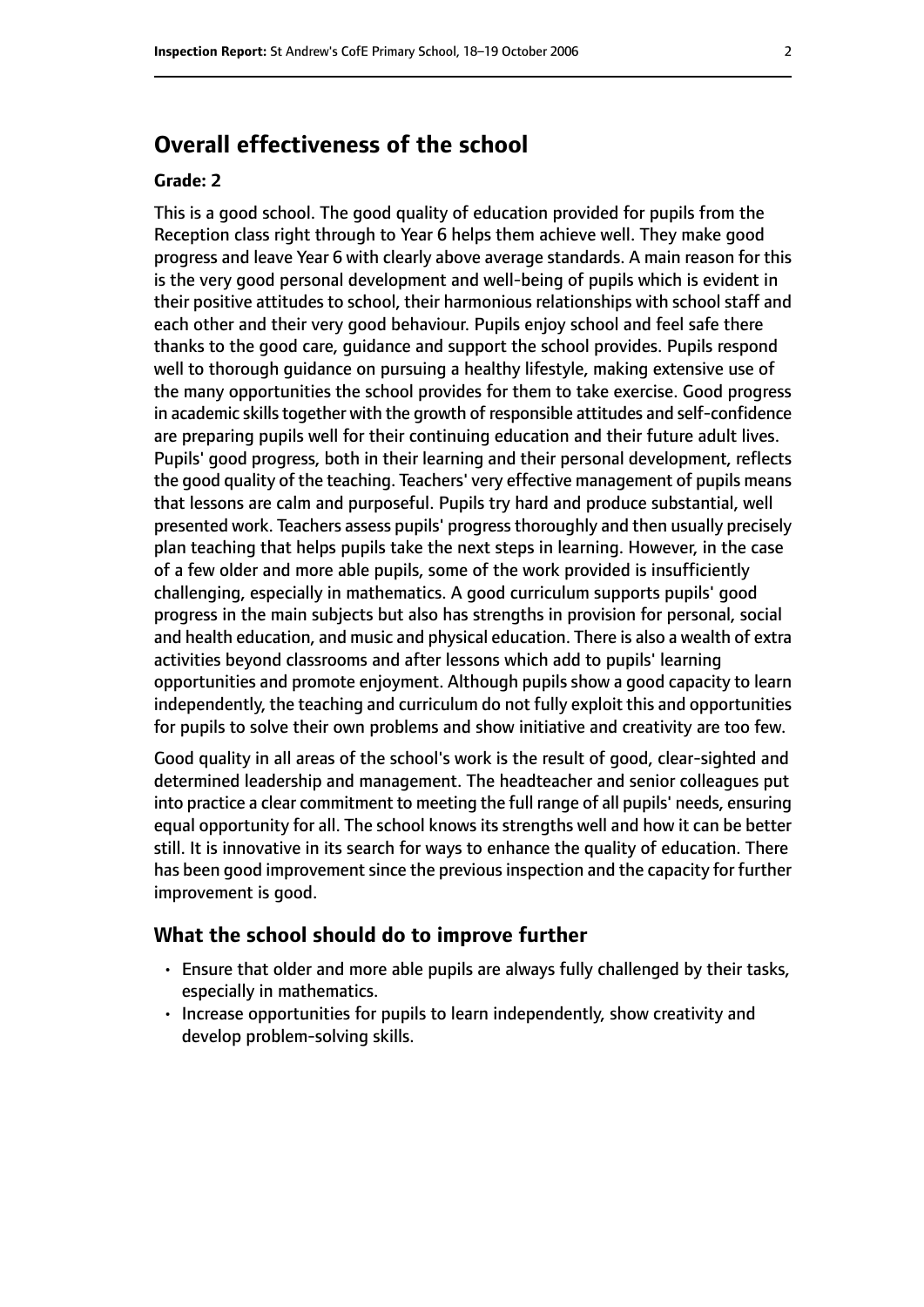## Overall effectiveness of the school

### Grade: 2

This is a good school. The good quality of education provided for pupils from the Reception class right through to Year 6 helps them achieve well. They make good progress and leave Year 6 with clearly above average standards. A main reason for this is the very good personal development and well-being of pupils which is evident in their positive attitudes to school, their harmonious relationships with school staff and each other and their very good behaviour. Pupils enjoy school and feel safe there thanks to the good care, guidance and support the school provides. Pupils respond well to thorough guidance on pursuing a healthy lifestyle, making extensive use of the many opportunities the school provides for them to take exercise. Good progress in academic skills together with the growth of responsible attitudes and self-confidence are preparing pupils well for their continuing education and their future adult lives. Pupils' good progress, both in their learning and their personal development, reflects the good quality of the teaching. Teachers' very effective management of pupils means that lessons are calm and purposeful. Pupils try hard and produce substantial, well presented work. Teachers assess pupils' progress thoroughly and then usually precisely plan teaching that helps pupils take the next steps in learning. However, in the case of a few older and more able pupils, some of the work provided is insufficiently challenging, especially in mathematics. A good curriculum supports pupils' good progress in the main subjects but also has strengths in provision for personal, social and health education, and music and physical education. There is also a wealth of extra activities beyond classrooms and after lessons which add to pupils' learning opportunities and promote enjoyment. Although pupils show a good capacity to learn independently, the teaching and curriculum do not fully exploit this and opportunities for pupils to solve their own problems and show initiative and creativity are too few.

Good quality in all areas of the school's work is the result of good, clear-sighted and determined leadership and management. The headteacher and senior colleagues put into practice a clear commitment to meeting the full range of all pupils' needs, ensuring equal opportunity for all. The school knows its strengths well and how it can be better still. It is innovative in its search for ways to enhance the quality of education. There has been good improvement since the previous inspection and the capacity for further improvement is good.

### What the school should do to improve further

- Ensure that older and more able pupils are always fully challenged by their tasks, especially in mathematics.
- Increase opportunities for pupils to learn independently, show creativity and develop problem-solving skills.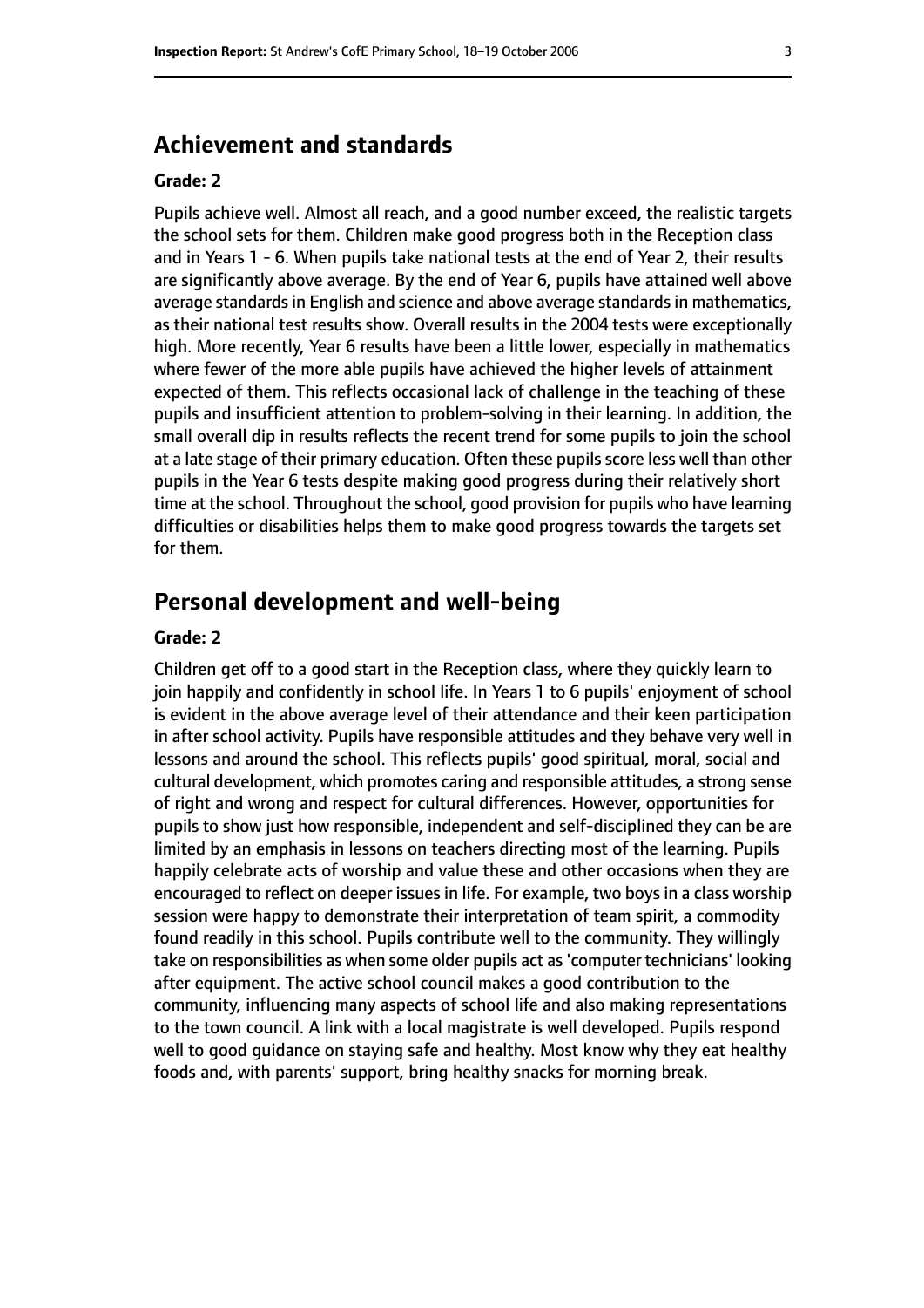## Achievement and standards

**Grade: 2**

Pupils achieve well. Almost all reach, and a good number exceed, the realistic targets the school sets for them. Children make good progress both in the Reception class and in Years 1 - 6. When pupils take national tests at the end of Year 2, their results are significantly above average. By the end of Year 6, pupils have attained well above average standards in English and science and above average standards in mathematics, as their national test results show. Overall results in the 2004 tests were exceptionally high. More recently, Year 6 results have been a little lower, especially in mathematics where fewer of the more able pupils have achieved the higher levels of attainment expected of them. This reflects occasional lack of challenge in the teaching of these pupils and insufficient attention to problem-solving in their learning. In addition, the small overall dip in results reflects the recent trend for some pupils to join the school at a late stage of their primary education. Often these pupils score less well than other pupils in the Year 6 tests despite making good progress during their relatively short time at the school. Throughout the school, good provision for pupils who have learning difficulties or disabilities helps them to make good progress towards the targets set for them.

## Personal development and well-being

**Grade: 2**

Children get off to a good start in the Reception class, where they quickly learn to join happily and confidently in school life. In Years 1 to 6 pupils' enjoyment of school is evident in the above average level of their attendance and their keen participation in after school activity. Pupils have responsible attitudes and they behave very well in lessons and around the school. This reflects pupils' good spiritual, moral, social and cultural development, which promotes caring and responsible attitudes, a strong sense of right and wrong and respect for cultural differences. However, opportunities for pupils to show just how responsible, independent and self-disciplined they can be are limited by an emphasis in lessons on teachers directing most of the learning. Pupils happily celebrate acts of worship and value these and other occasions when they are encouraged to reflect on deeper issues in life. For example, two boys in a class worship session were happy to demonstrate their interpretation of team spirit, a commodity found readily in this school. Pupils contribute well to the community. They willingly take on responsibilities as when some older pupils act as 'computer technicians' looking after equipment. The active school council makes a good contribution to the community, influencing many aspects of school life and also making representations to the town council. A link with a local magistrate is well developed. Pupils respond well to good guidance on staying safe and healthy. Most know why they eat healthy foods and, with parents' support, bring healthy snacks for morning break.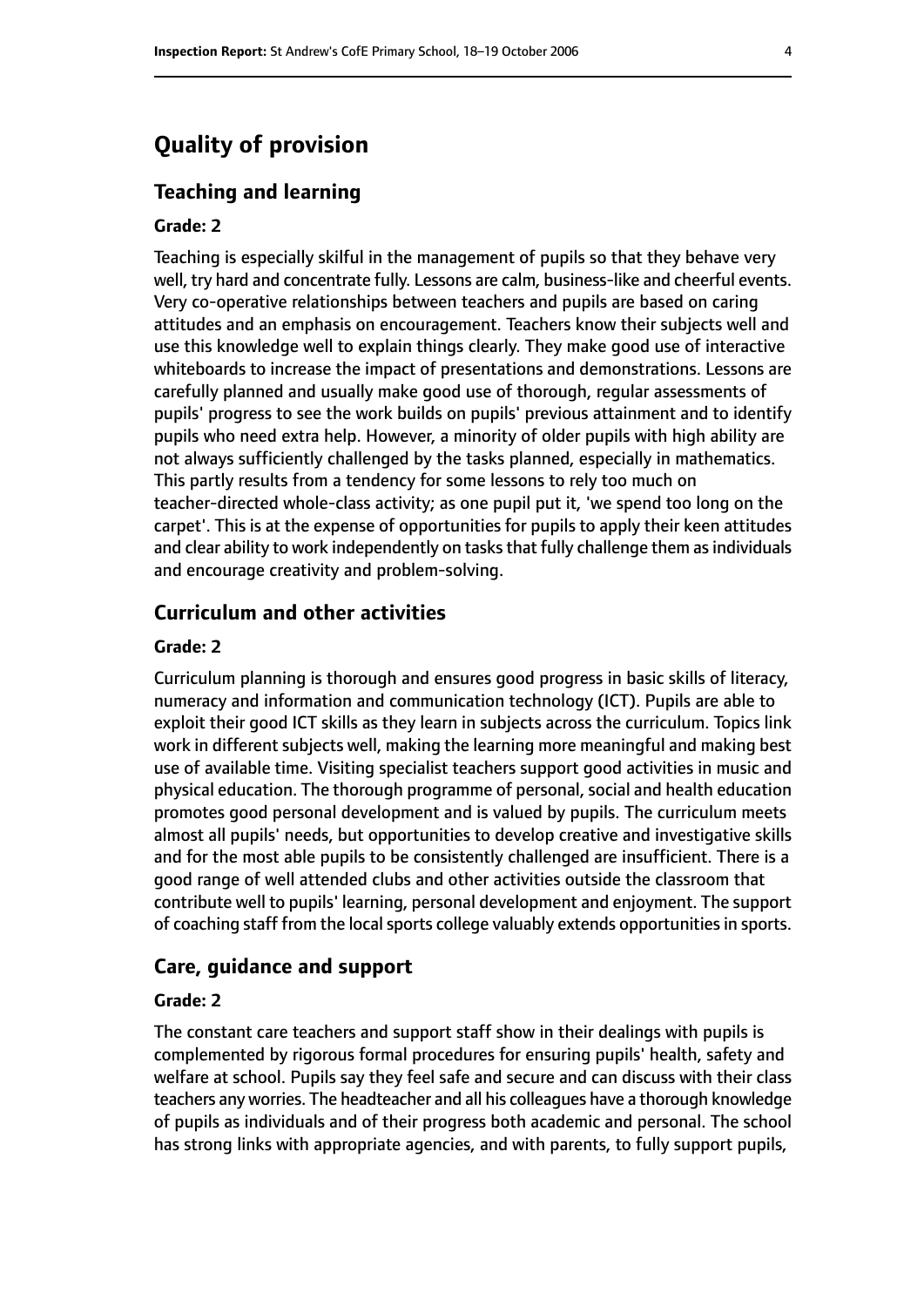# Quality of provision

## Teaching and learning

### Grade: 2

Teaching is especially skilful in the management of pupils so that they behave very well, try hard and concentrate fully. Lessons are calm, business-like and cheerful events. Very co-operative relationships between teachers and pupils are based on caring attitudes and an emphasis on encouragement. Teachers know their subjects well and use this knowledge well to explain things clearly. They make good use of interactive whiteboards to increase the impact of presentations and demonstrations. Lessons are carefully planned and usually make good use of thorough, regular assessments of pupils' progress to see the work builds on pupils' previous attainment and to identify pupils who need extra help. However, a minority of older pupils with high ability are not always sufficiently challenged by the tasks planned, especially in mathematics. This partly results from a tendency for some lessons to rely too much on teacher-directed whole-class activity; as one pupil put it, 'we spend too long on the carpet'. This is at the expense of opportunities for pupils to apply their keen attitudes and clear ability to work independently on tasks that fully challenge them as individuals and encourage creativity and problem-solving.

## Curriculum and other activities

### Grade: 2

Curriculum planning is thorough and ensures good progress in basic skills of literacy, numeracy and information and communication technology (ICT). Pupils are able to exploit their good ICT skills as they learn in subjects across the curriculum. Topics link work in different subjects well, making the learning more meaningful and making best use of available time. Visiting specialist teachers support good activities in music and physical education. The thorough programme of personal, social and health education promotes good personal development and is valued by pupils. The curriculum meets almost all pupils' needs, but opportunities to develop creative and investigative skills and for the most able pupils to be consistently challenged are insufficient. There is a good range of well attended clubs and other activities outside the classroom that contribute well to pupils' learning, personal development and enjoyment. The support of coaching staff from the local sports college valuably extends opportunities in sports.

## Care, guidance and support

### Grade: 2

The constant care teachers and support staff show in their dealings with pupils is complemented by rigorous formal procedures for ensuring pupils' health, safety and welfare at school. Pupils say they feel safe and secure and can discuss with their class teachers any worries. The headteacher and all his colleagues have a thorough knowledge of pupils as individuals and of their progress both academic and personal. The school has strong links with appropriate agencies, and with parents, to fully support pupils,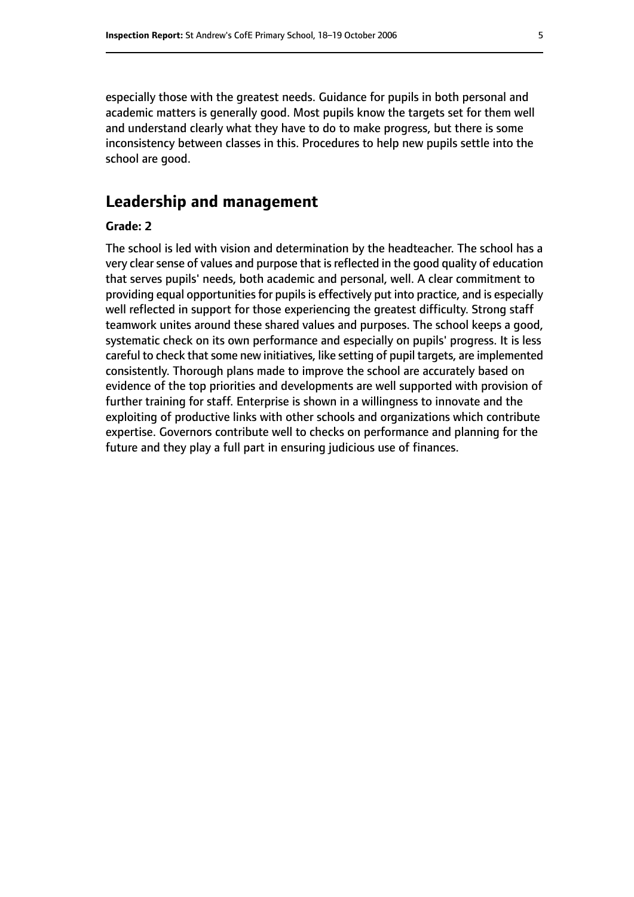especially those with the greatest needs. Guidance for pupils in both personal and academic matters is generally good. Most pupils know the targets set for them well and understand clearly what they have to do to make progress, but there is some inconsistency between classes in this. Procedures to help new pupils settle into the school are good.

## Leadership and management

**Grade: 2**

The school is led with vision and determination by the headteacher. The school has a very clear sense of values and purpose that is reflected in the good quality of education that serves pupils' needs, both academic and personal, well. A clear commitment to providing equal opportunities for pupils is effectively put into practice, and is especially well reflected in support for those experiencing the greatest difficulty. Strong staff teamwork unites around these shared values and purposes. The school keeps a good, systematic check on its own performance and especially on pupils' progress. It is less careful to check that some new initiatives, like setting of pupil targets, are implemented consistently. Thorough plans made to improve the school are accurately based on evidence of the top priorities and developments are well supported with provision of further training for staff. Enterprise is shown in a willingness to innovate and the exploiting of productive links with other schools and organizations which contribute expertise. Governors contribute well to checks on performance and planning for the future and they play a full part in ensuring judicious use of finances.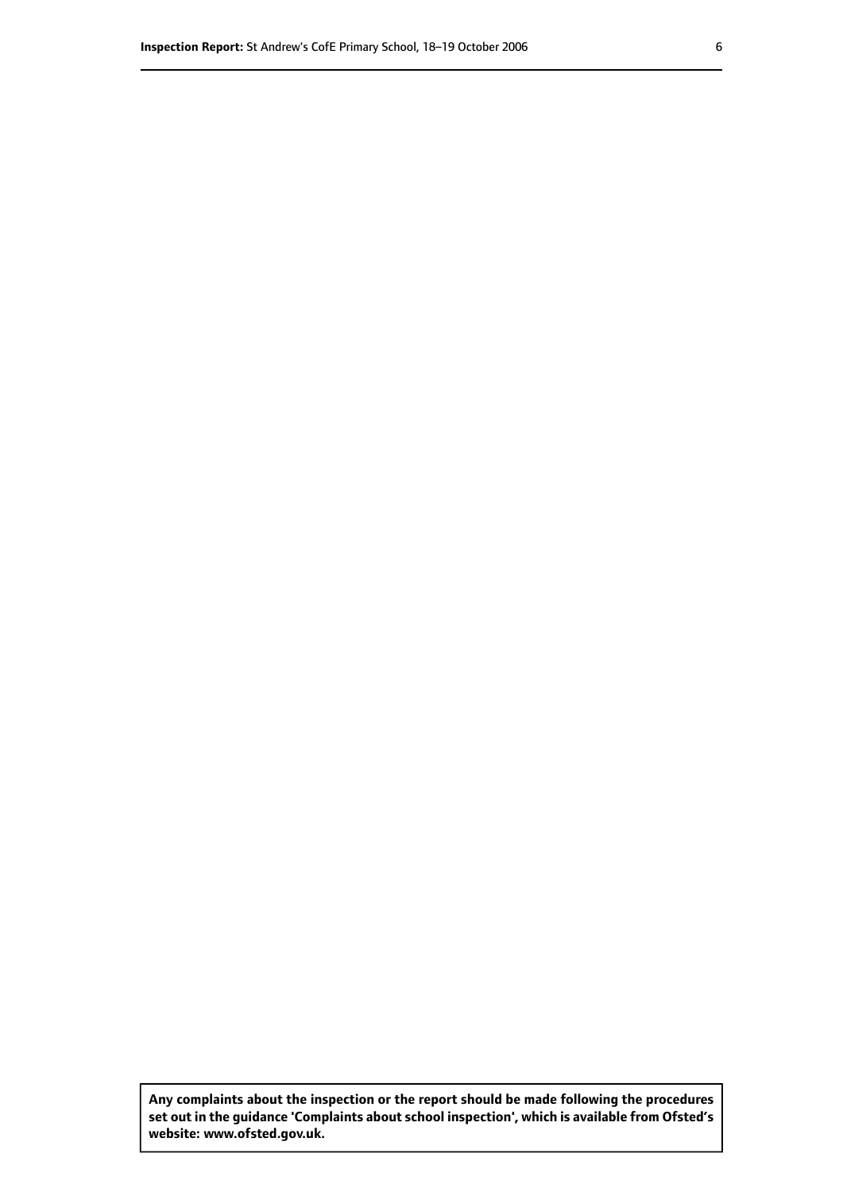**Any complaints about the inspection or the report should be made following the procedures set out in the guidance 'Complaints about school inspection', which is available from Ofsted's website: www.ofsted.gov.uk.**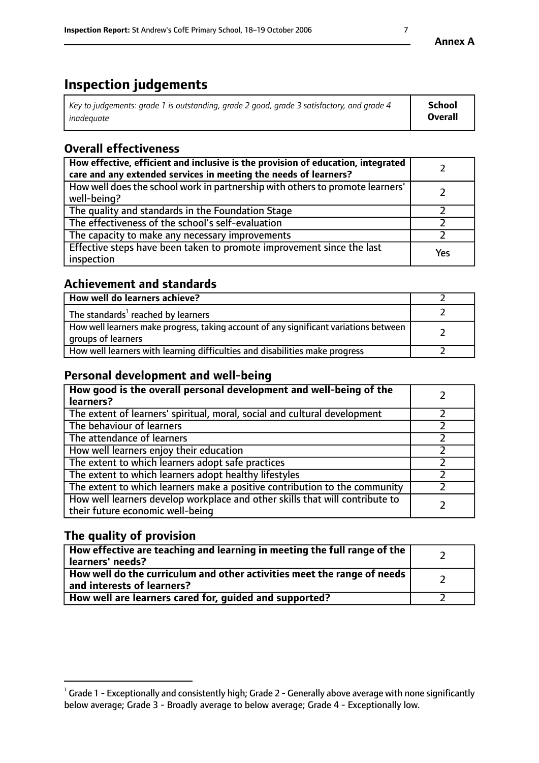**Annex A**

# Inspection judgements

| *Key to judgements: grade 1 is outstanding, grade 2 good, grade 3 satisfactory, and grade 4 inadequate* | **School Overall** |
|---|---|

## Overall effectiveness

| | |
|---|---|
| **How effective, efficient and inclusive is the provision of education, integrated care and any extended services in meeting the needs of learners?** | 2 |
| How well does the school work in partnership with others to promote learners' well-being? | 2 |
| The quality and standards in the Foundation Stage | 2 |
| The effectiveness of the school's self-evaluation | 2 |
| The capacity to make any necessary improvements | 2 |
| Effective steps have been taken to promote improvement since the last inspection | Yes |

## Achievement and standards

| | |
|---|---|
| **How well do learners achieve?** | 2 |
| The standards[1] reached by learners | 2 |
| How well learners make progress, taking account of any significant variations between groups of learners | 2 |
| How well learners with learning difficulties and disabilities make progress | 2 |

## Personal development and well-being

| | |
|---|---|
| **How good is the overall personal development and well-being of the learners?** | 2 |
| The extent of learners' spiritual, moral, social and cultural development | 2 |
| The behaviour of learners | 2 |
| The attendance of learners | 2 |
| How well learners enjoy their education | 2 |
| The extent to which learners adopt safe practices | 2 |
| The extent to which learners adopt healthy lifestyles | 2 |
| The extent to which learners make a positive contribution to the community | 2 |
| How well learners develop workplace and other skills that will contribute to their future economic well-being | 2 |

## The quality of provision

| | |
|---|---|
| **How effective are teaching and learning in meeting the full range of the learners' needs?** | 2 |
| **How well do the curriculum and other activities meet the range of needs and interests of learners?** | 2 |
| **How well are learners cared for, guided and supported?** | 2 |

[1] Grade 1 - Exceptionally and consistently high; Grade 2 - Generally above average with none significantly below average; Grade 3 - Broadly average to below average; Grade 4 - Exceptionally low.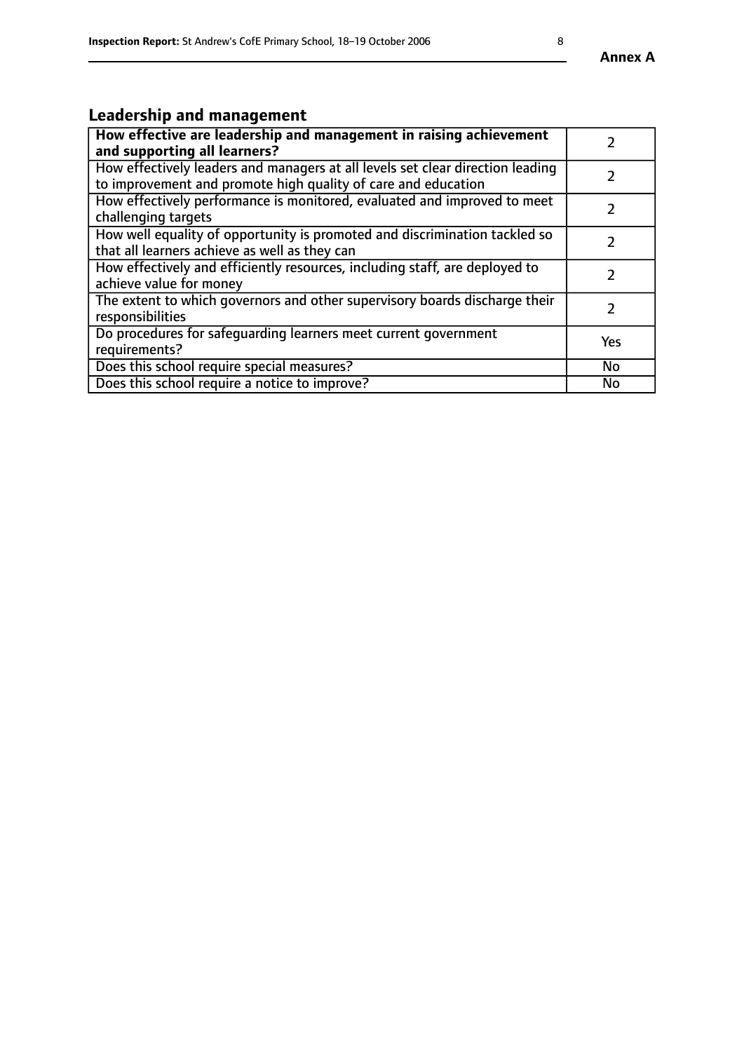## Leadership and management

| How effective are leadership and management in raising achievement and supporting all learners? | 2 |
| --- | --- |
| How effectively leaders and managers at all levels set clear direction leading to improvement and promote high quality of care and education | 2 |
| How effectively performance is monitored, evaluated and improved to meet challenging targets | 2 |
| How well equality of opportunity is promoted and discrimination tackled so that all learners achieve as well as they can | 2 |
| How effectively and efficiently resources, including staff, are deployed to achieve value for money | 2 |
| The extent to which governors and other supervisory boards discharge their responsibilities | 2 |
| Do procedures for safeguarding learners meet current government requirements? | Yes |
| Does this school require special measures? | No |
| Does this school require a notice to improve? | No |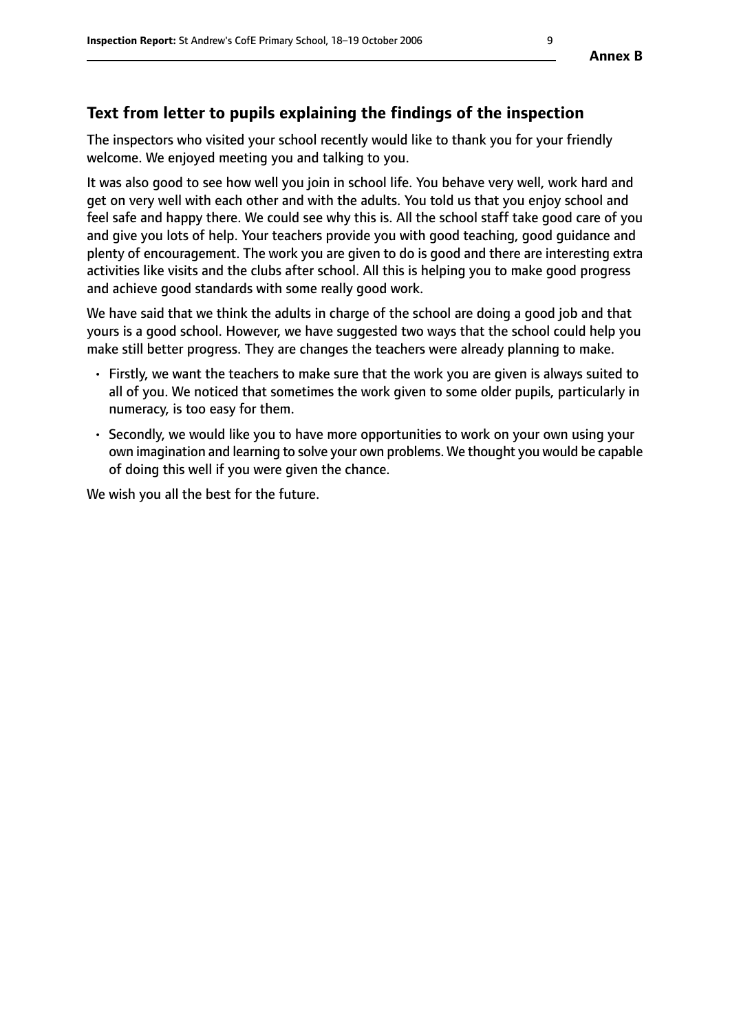## Text from letter to pupils explaining the findings of the inspection

The inspectors who visited your school recently would like to thank you for your friendly welcome. We enjoyed meeting you and talking to you.

It was also good to see how well you join in school life. You behave very well, work hard and get on very well with each other and with the adults. You told us that you enjoy school and feel safe and happy there. We could see why this is. All the school staff take good care of you and give you lots of help. Your teachers provide you with good teaching, good guidance and plenty of encouragement. The work you are given to do is good and there are interesting extra activities like visits and the clubs after school. All this is helping you to make good progress and achieve good standards with some really good work.

We have said that we think the adults in charge of the school are doing a good job and that yours is a good school. However, we have suggested two ways that the school could help you make still better progress. They are changes the teachers were already planning to make.

- Firstly, we want the teachers to make sure that the work you are given is always suited to all of you. We noticed that sometimes the work given to some older pupils, particularly in numeracy, is too easy for them.
- Secondly, we would like you to have more opportunities to work on your own using your own imagination and learning to solve your own problems. We thought you would be capable of doing this well if you were given the chance.

We wish you all the best for the future.